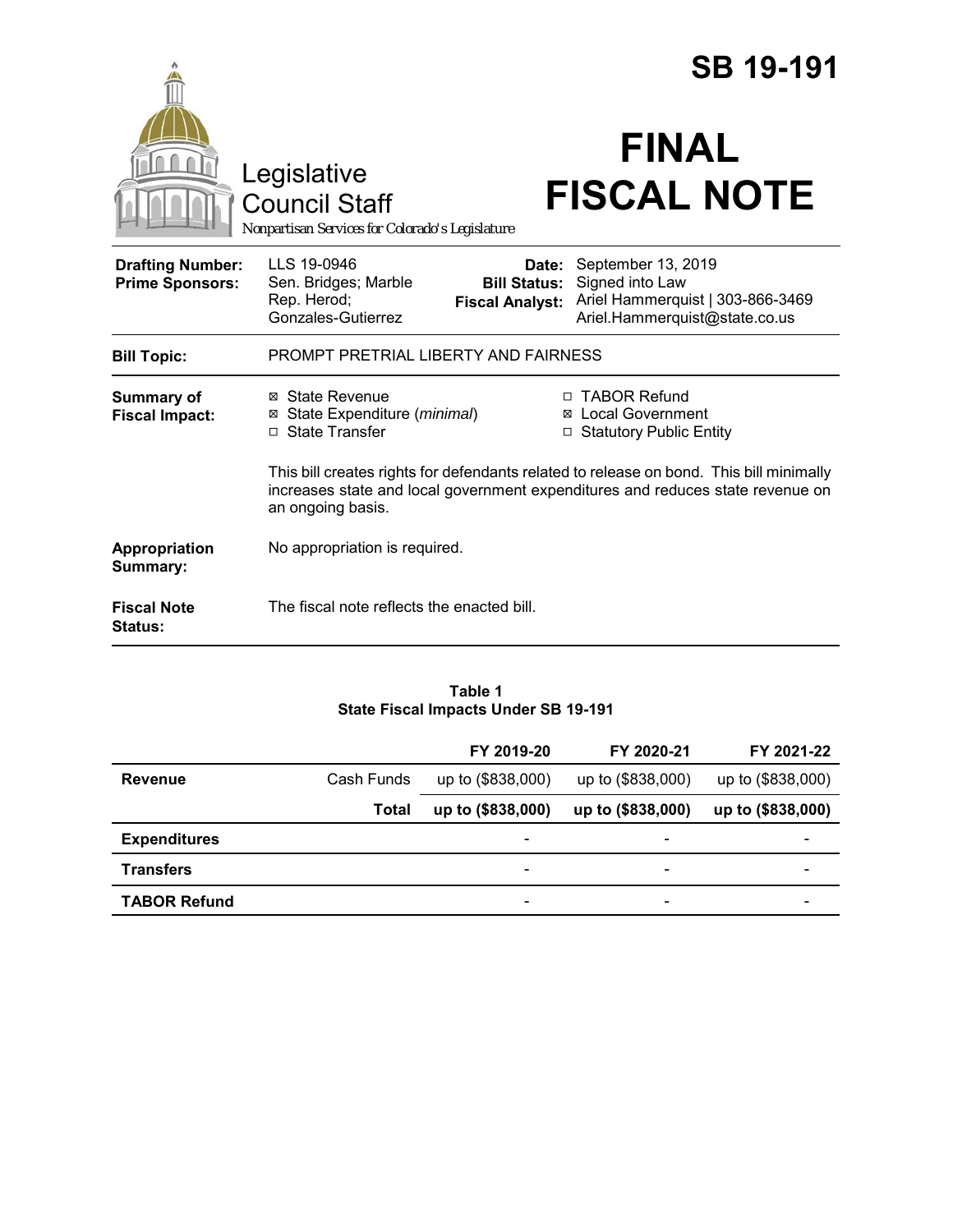# SB 19-191

Legislative Council Staff

Nonpartisan Services for Colorado's Legislature

# FINAL FISCAL NOTE

| | | | |
|---|---|---|---|
| **Drafting Number:** | LLS 19-0946 | **Date:** | September 13, 2019 |
| **Prime Sponsors:** | Sen. Bridges; Marble<br>Rep. Herod; Gonzales-Gutierrez | **Bill Status:** | Signed into Law |
| | | **Fiscal Analyst:** | Ariel Hammerquist \| 303-866-3469<br>Ariel.Hammerquist@state.co.us |

**Bill Topic:** PROMPT PRETRIAL LIBERTY AND FAIRNESS

**Summary of Fiscal Impact:**

- ☒ State Revenue
- ☒ State Expenditure (*minimal*)
- ☐ State Transfer
- ☐ TABOR Refund
- ☒ Local Government
- ☐ Statutory Public Entity

This bill creates rights for defendants related to release on bond. This bill minimally increases state and local government expenditures and reduces state revenue on an ongoing basis.

**Appropriation Summary:** No appropriation is required.

**Fiscal Note Status:** The fiscal note reflects the enacted bill.

**Table 1**
**State Fiscal Impacts Under SB 19-191**

| | | FY 2019-20 | FY 2020-21 | FY 2021-22 |
|---|---|---|---|---|
| **Revenue** | Cash Funds | up to ($838,000) | up to ($838,000) | up to ($838,000) |
| | **Total** | **up to ($838,000)** | **up to ($838,000)** | **up to ($838,000)** |
| **Expenditures** | | - | - | - |
| **Transfers** | | - | - | - |
| **TABOR Refund** | | - | - | - |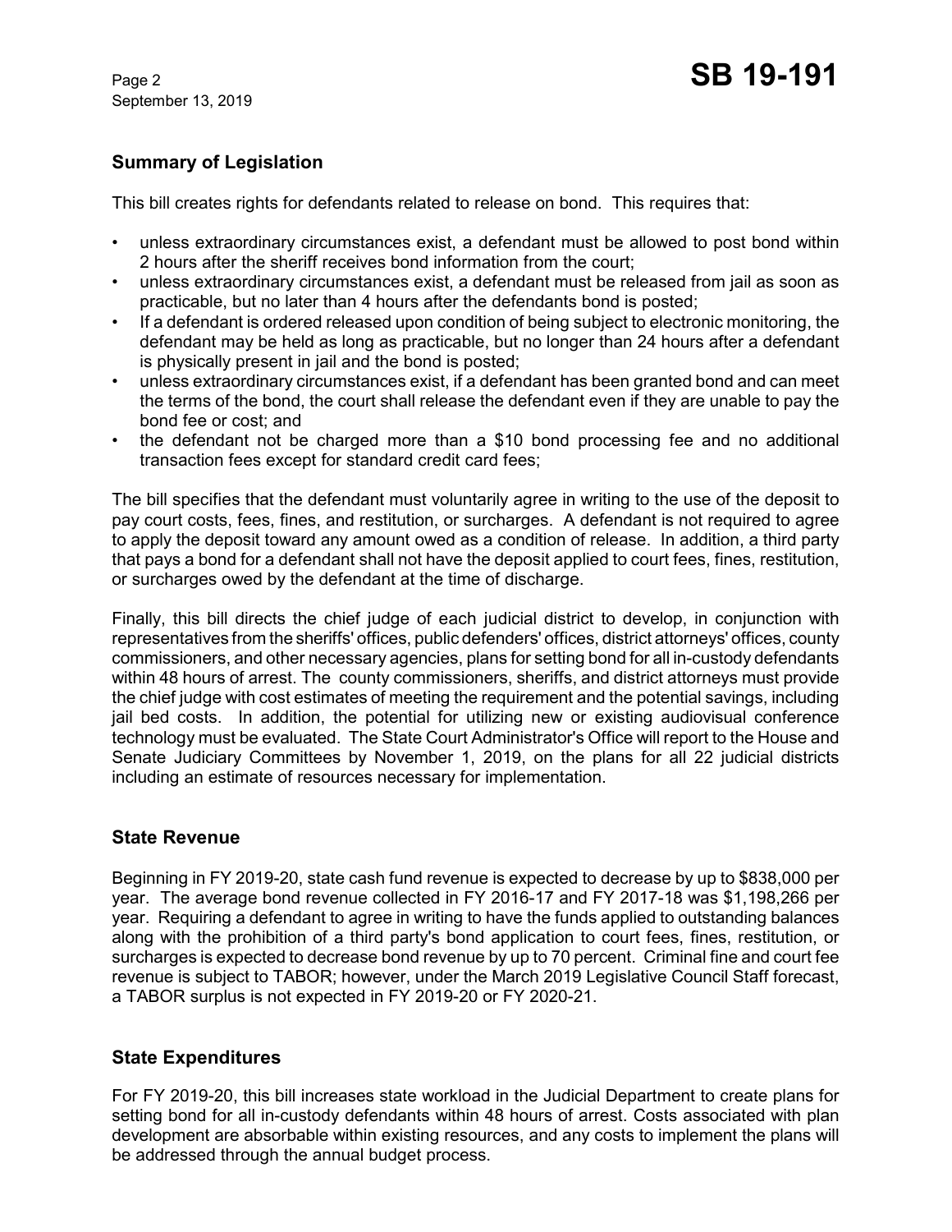## Summary of Legislation

This bill creates rights for defendants related to release on bond. This requires that:

- unless extraordinary circumstances exist, a defendant must be allowed to post bond within 2 hours after the sheriff receives bond information from the court;
- unless extraordinary circumstances exist, a defendant must be released from jail as soon as practicable, but no later than 4 hours after the defendants bond is posted;
- If a defendant is ordered released upon condition of being subject to electronic monitoring, the defendant may be held as long as practicable, but no longer than 24 hours after a defendant is physically present in jail and the bond is posted;
- unless extraordinary circumstances exist, if a defendant has been granted bond and can meet the terms of the bond, the court shall release the defendant even if they are unable to pay the bond fee or cost; and
- the defendant not be charged more than a $10 bond processing fee and no additional transaction fees except for standard credit card fees;

The bill specifies that the defendant must voluntarily agree in writing to the use of the deposit to pay court costs, fees, fines, and restitution, or surcharges. A defendant is not required to agree to apply the deposit toward any amount owed as a condition of release. In addition, a third party that pays a bond for a defendant shall not have the deposit applied to court fees, fines, restitution, or surcharges owed by the defendant at the time of discharge.

Finally, this bill directs the chief judge of each judicial district to develop, in conjunction with representatives from the sheriffs' offices, public defenders' offices, district attorneys' offices, county commissioners, and other necessary agencies, plans for setting bond for all in-custody defendants within 48 hours of arrest. The county commissioners, sheriffs, and district attorneys must provide the chief judge with cost estimates of meeting the requirement and the potential savings, including jail bed costs. In addition, the potential for utilizing new or existing audiovisual conference technology must be evaluated. The State Court Administrator's Office will report to the House and Senate Judiciary Committees by November 1, 2019, on the plans for all 22 judicial districts including an estimate of resources necessary for implementation.

## State Revenue

Beginning in FY 2019-20, state cash fund revenue is expected to decrease by up to $838,000 per year. The average bond revenue collected in FY 2016-17 and FY 2017-18 was $1,198,266 per year. Requiring a defendant to agree in writing to have the funds applied to outstanding balances along with the prohibition of a third party's bond application to court fees, fines, restitution, or surcharges is expected to decrease bond revenue by up to 70 percent. Criminal fine and court fee revenue is subject to TABOR; however, under the March 2019 Legislative Council Staff forecast, a TABOR surplus is not expected in FY 2019-20 or FY 2020-21.

## State Expenditures

For FY 2019-20, this bill increases state workload in the Judicial Department to create plans for setting bond for all in-custody defendants within 48 hours of arrest. Costs associated with plan development are absorbable within existing resources, and any costs to implement the plans will be addressed through the annual budget process.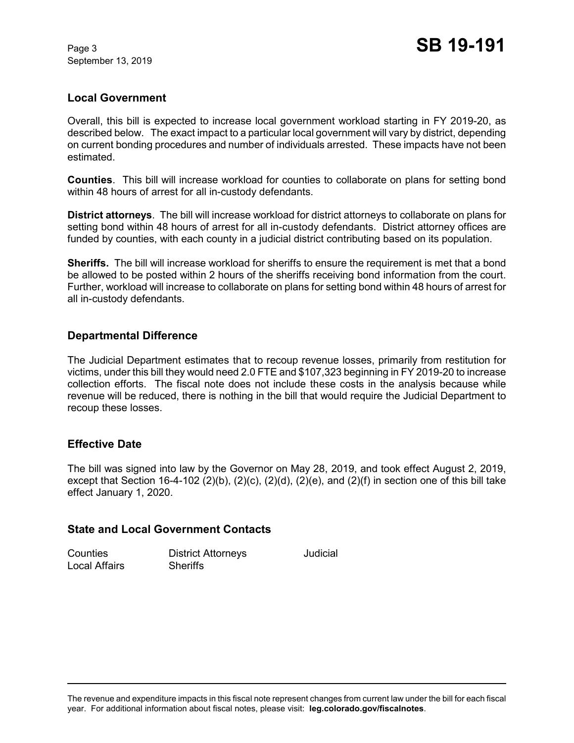## Local Government

Overall, this bill is expected to increase local government workload starting in FY 2019-20, as described below. The exact impact to a particular local government will vary by district, depending on current bonding procedures and number of individuals arrested. These impacts have not been estimated.

**Counties**. This bill will increase workload for counties to collaborate on plans for setting bond within 48 hours of arrest for all in-custody defendants.

**District attorneys**. The bill will increase workload for district attorneys to collaborate on plans for setting bond within 48 hours of arrest for all in-custody defendants. District attorney offices are funded by counties, with each county in a judicial district contributing based on its population.

**Sheriffs.** The bill will increase workload for sheriffs to ensure the requirement is met that a bond be allowed to be posted within 2 hours of the sheriffs receiving bond information from the court. Further, workload will increase to collaborate on plans for setting bond within 48 hours of arrest for all in-custody defendants.

## Departmental Difference

The Judicial Department estimates that to recoup revenue losses, primarily from restitution for victims, under this bill they would need 2.0 FTE and $107,323 beginning in FY 2019-20 to increase collection efforts. The fiscal note does not include these costs in the analysis because while revenue will be reduced, there is nothing in the bill that would require the Judicial Department to recoup these losses.

## Effective Date

The bill was signed into law by the Governor on May 28, 2019, and took effect August 2, 2019, except that Section 16-4-102 (2)(b), (2)(c), (2)(d), (2)(e), and (2)(f) in section one of this bill take effect January 1, 2020.

## State and Local Government Contacts

| | | |
|---|---|---|
| Counties | District Attorneys | Judicial |
| Local Affairs | Sheriffs | |

The revenue and expenditure impacts in this fiscal note represent changes from current law under the bill for each fiscal year. For additional information about fiscal notes, please visit: **leg.colorado.gov/fiscalnotes**.